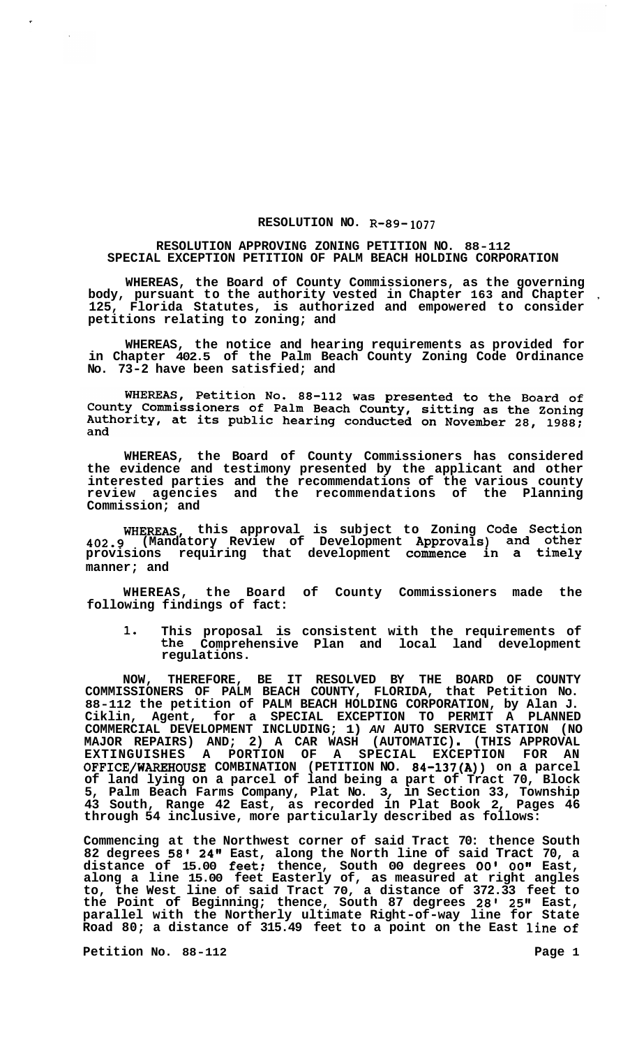# RESOLUTION NO. R-89-1077

## RESOLUTION APPROVING ZONING PETITION NO. 88-112 SPECIAL EXCEPTION PETITION OF PALM BEACH HOLDING CORPORATION

**WHEREAS, the Board of County Commissioners, as the governing body, pursuant to the authority vested in Chapter 163 and Chapter 125, Florida Statutes, is authorized and empowered to consider petitions relating to zoning; and**

**WHEREAS, the notice and hearing requirements as provided for in Chapter 402.5 of the Palm Beach County Zoning Code Ordinance No. 73-2 have been satisfied; and**

**WHEREAS, Petition No. 88-112 was presented to the Board of County Commissioners of Palm Beach County, sitting as the Zoning Authority, at its public hearing conducted on November 28, 1988; and**

**WHEREAS, the Board of County Commissioners has considered the evidence and testimony presented by the applicant and other interested parties and the recommendations of the various county review agencies and the recommendations of the Planning Commission; and**

**WHEREAS, this approval is subject to Zoning Code Section 402.9 (Mandatory Review of Development Approvals) and other provisions requiring that development commence in a timely manner; and**

**WHEREAS, the Board of County Commissioners made the following findings of fact:**

1. **This proposal is consistent with the requirements of the Comprehensive Plan and local land development regulations.**

**NOW, THEREFORE, BE IT RESOLVED BY THE BOARD OF COUNTY COMMISSIONERS OF PALM BEACH COUNTY, FLORIDA, that Petition No. 88-112 the petition of PALM BEACH HOLDING CORPORATION, by Alan J. Ciklin, Agent, for a SPECIAL EXCEPTION TO PERMIT A PLANNED COMMERCIAL DEVELOPMENT INCLUDING; 1) AN AUTO SERVICE STATION (NO MAJOR REPAIRS) AND; 2) A CAR WASH (AUTOMATIC). (THIS APPROVAL EXTINGUISHES A PORTION OF A SPECIAL EXCEPTION FOR AN OFFICE/WAREHOUSE COMBINATION (PETITION NO. 84-137(A)) on a parcel of land lying on a parcel of land being a part of Tract 70, Block 5, Palm Beach Farms Company, Plat No. 3, in Section 33, Township 43 South, Range 42 East, as recorded in Plat Book 2, Pages 46 through 54 inclusive, more particularly described as follows:**

**Commencing at the Northwest corner of said Tract 70: thence South 82 degrees 58' 24" East, along the North line of said Tract 70, a distance of 15.00 feet; thence, South 00 degrees 00' 00" East, along a line 15.00 feet Easterly of, as measured at right angles to, the West line of said Tract 70, a distance of 372.33 feet to the Point of Beginning; thence, South 87 degrees 28' 25" East, parallel with the Northerly ultimate Right-of-way line for State Road 80; a distance of 315.49 feet to a point on the East line of**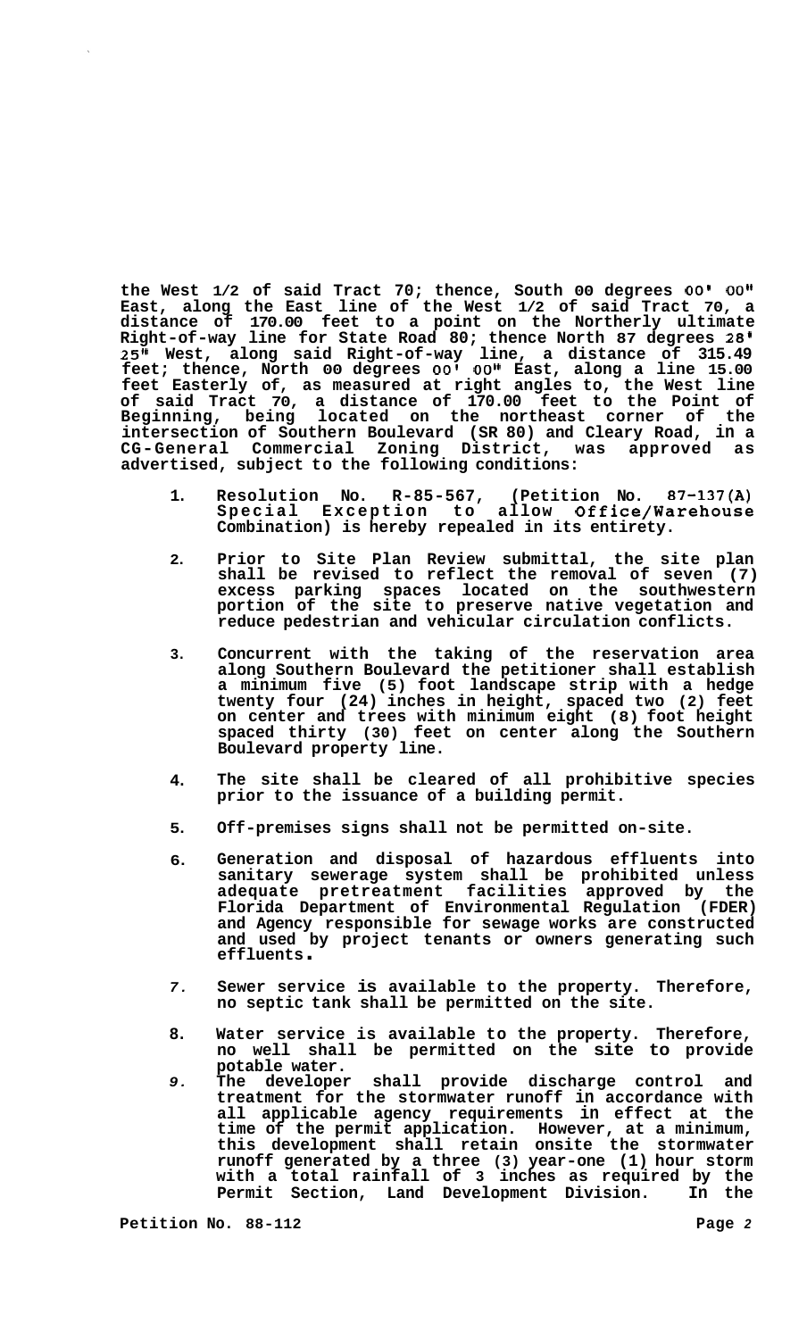**the West 1/2 of said Tract 70; thence, South 00 degrees 00' 00" East, along the East line of the West 1/2 of said Tract 70, a distance of 170.00 feet to a point on the Northerly ultimate Right-of-way line for State Road 80; thence North 87 degrees 28' 25" West, along said Right-of-way line, a distance of 315.49 feet; thence, North 00 degrees 00' 00" East, along a line 15.00 feet Easterly of, as measured at right angles to, the West line of said Tract 70, a distance of 170.00 feet to the Point of Beginning, being located on the northeast corner of the intersection of Southern Boulevard (SR 80) and Cleary Road, in a CG-General Commercial Zoning District, was approved as advertised, subject to the following conditions:**

1. **Resolution No. R-85-567, (Petition No. 87-137(A) Special Exception to allow Office/Warehouse Combination) is hereby repealed in its entirety.**

2. **Prior to Site Plan Review submittal, the site plan shall be revised to reflect the removal of seven (7) excess parking spaces located on the southwestern portion of the site to preserve native vegetation and reduce pedestrian and vehicular circulation conflicts.**

3. **Concurrent with the taking of the reservation area along Southern Boulevard the petitioner shall establish a minimum five (5) foot landscape strip with a hedge twenty four (24) inches in height, spaced two (2) feet on center and trees with minimum eight (8) foot height spaced thirty (30) feet on center along the Southern Boulevard property line.**

4. **The site shall be cleared of all prohibitive species prior to the issuance of a building permit.**

5. **Off-premises signs shall not be permitted on-site.**

6. **Generation and disposal of hazardous effluents into sanitary sewerage system shall be prohibited unless adequate pretreatment facilities approved by the Florida Department of Environmental Regulation (FDER) and Agency responsible for sewage works are constructed and used by project tenants or owners generating such effluents.**

7. **Sewer service is available to the property. Therefore, no septic tank shall be permitted on the site.**

8. **Water service is available to the property. Therefore, no well shall be permitted on the site to provide potable water.**

9. **The developer shall provide discharge control and treatment for the stormwater runoff in accordance with all applicable agency requirements in effect at the time of the permit application. However, at a minimum, this development shall retain onsite the stormwater runoff generated by a three (3) year-one (1) hour storm with a total rainfall of 3 inches as required by the Permit Section, Land Development Division. In the**

**Petition No. 88-112**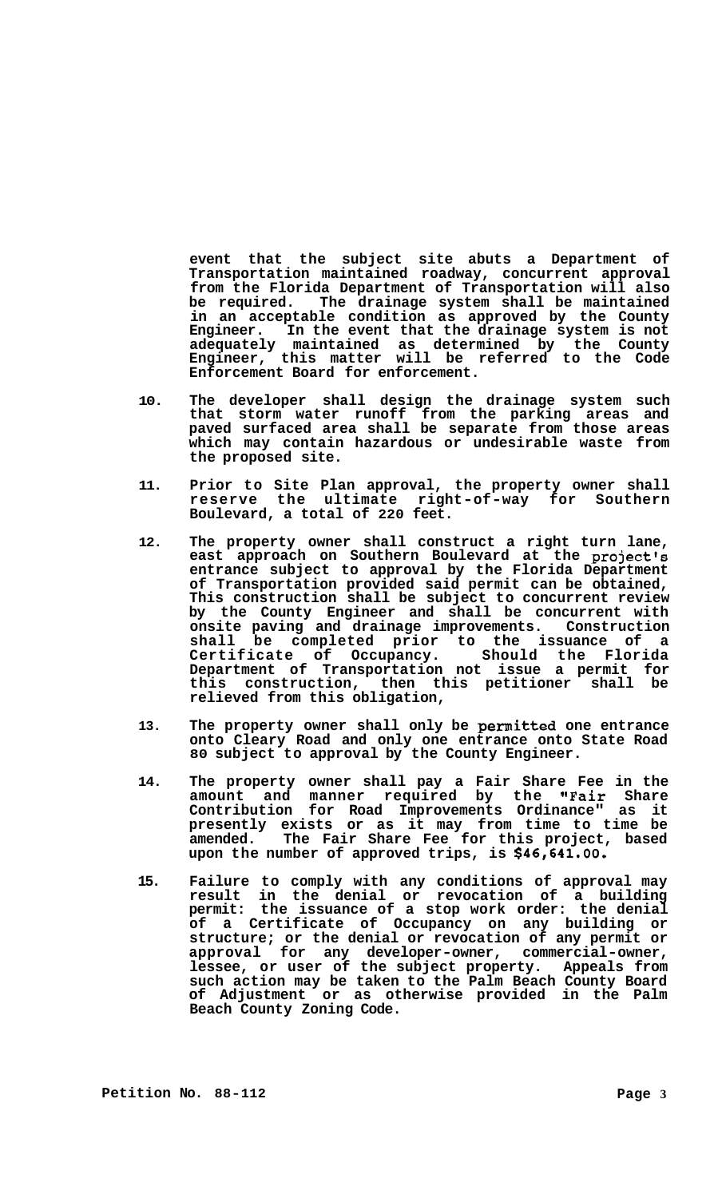event that the subject site abuts a Department of Transportation maintained roadway, concurrent approval from the Florida Department of Transportation will also be required. The drainage system shall be maintained in an acceptable condition as approved by the County Engineer. In the event that the drainage system is not adequately maintained as determined by the County Engineer, this matter will be referred to the Code Enforcement Board for enforcement.

10. The developer shall design the drainage system such that storm water runoff from the parking areas and paved surfaced area shall be separate from those areas which may contain hazardous or undesirable waste from the proposed site.

11. Prior to Site Plan approval, the property owner shall reserve the ultimate right-of-way for Southern Boulevard, a total of 220 feet.

12. The property owner shall construct a right turn lane, east approach on Southern Boulevard at the project's entrance subject to approval by the Florida Department of Transportation provided said permit can be obtained, This construction shall be subject to concurrent review by the County Engineer and shall be concurrent with onsite paving and drainage improvements. Construction shall be completed prior to the issuance of a Certificate of Occupancy. Should the Florida Department of Transportation not issue a permit for this construction, then this petitioner shall be relieved from this obligation,

13. The property owner shall only be permitted one entrance onto Cleary Road and only one entrance onto State Road 80 subject to approval by the County Engineer.

14. The property owner shall pay a Fair Share Fee in the amount and manner required by the "Fair Share Contribution for Road Improvements Ordinance" as it presently exists or as it may from time to time be amended. The Fair Share Fee for this project, based upon the number of approved trips, is $46,641.00.

15. Failure to comply with any conditions of approval may result in the denial or revocation of a building permit: the issuance of a stop work order: the denial of a Certificate of Occupancy on any building or structure; or the denial or revocation of any permit or approval for any developer-owner, commercial-owner, lessee, or user of the subject property. Appeals from such action may be taken to the Palm Beach County Board of Adjustment or as otherwise provided in the Palm Beach County Zoning Code.

Petition No. 88-112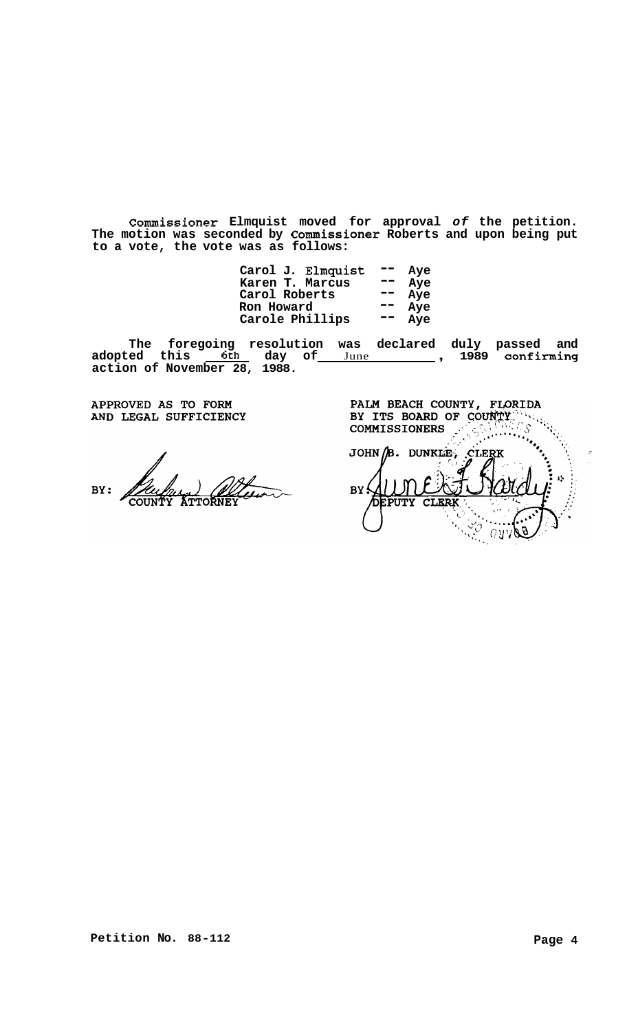Commissioner Elmquist moved for approval *of* the petition. The motion was seconded by Commissioner Roberts and upon being put to a vote, the vote was as follows:

| | |
|---|---|
| Carol J. Elmquist | -- Aye |
| Karen T. Marcus | -- Aye |
| Carol Roberts | -- Aye |
| Ron Howard | -- Aye |
| Carole Phillips | -- Aye |

The foregoing resolution was declared duly passed and adopted this 6th day of June, 1989 confirming action of November 28, 1988.

APPROVED AS TO FORM
AND LEGAL SUFFICIENCY

BY: COUNTY ATTORNEY

PALM BEACH COUNTY, FLORIDA
BY ITS BOARD OF COUNTY
COMMISSIONERS

JOHN B. DUNKLE, CLERK

BY: DEPUTY CLERK

Petition No. 88-112